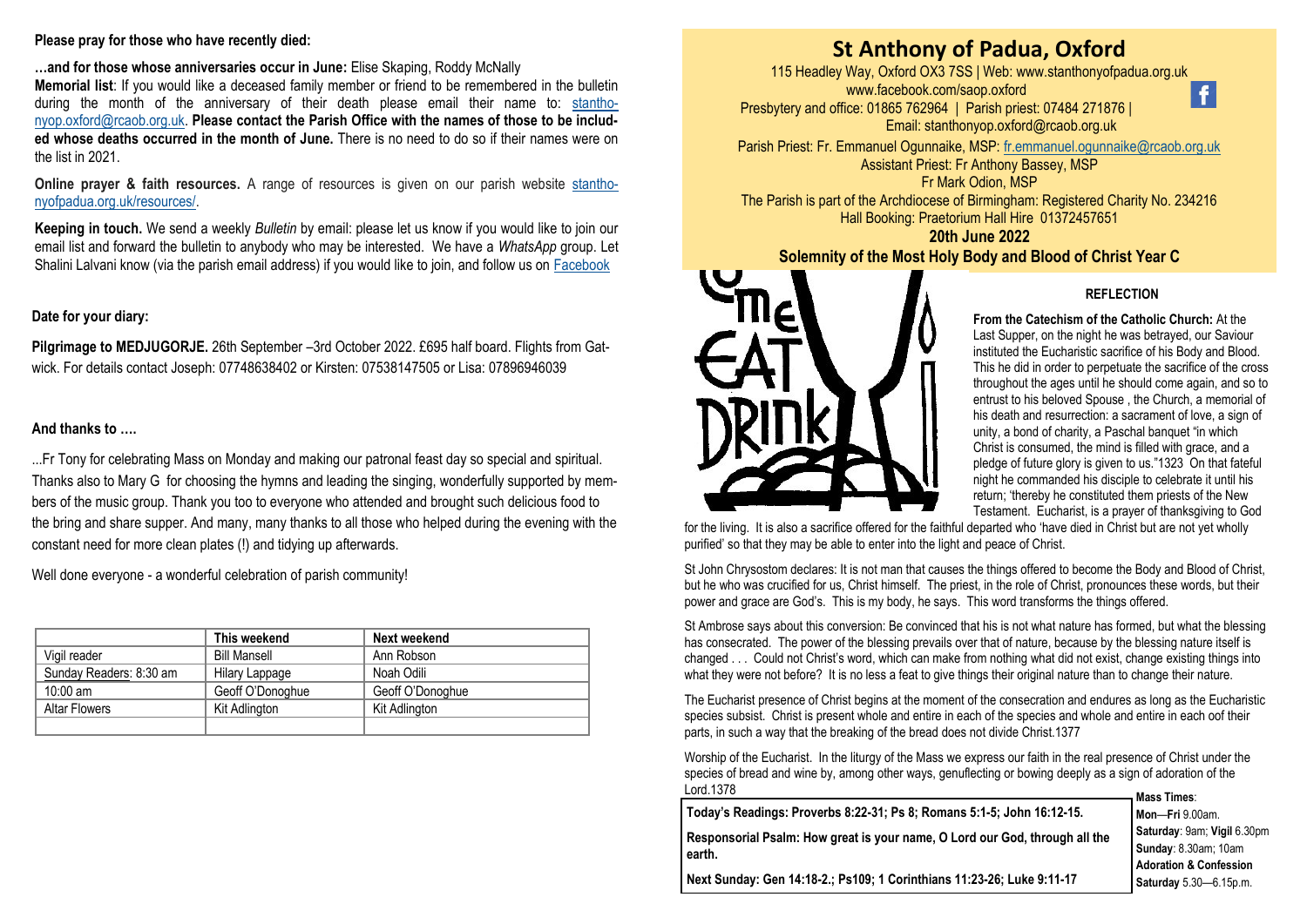**Please pray for those who have recently died:**

**…and for those whose anniversaries occur in June:** Elise Skaping, Roddy McNally

**Memorial list**: If you would like a deceased family member or friend to be remembered in the bulletin during the month of the anniversary of their death please email their name to: stanthonyop.oxford@rcaob.org.uk. **Please contact the Parish Office with the names of those to be included whose deaths occurred in the month of June.** There is no need to do so if their names were on the list in 2021.

**Online prayer & faith resources.** A range of resources is given on our parish website stanthonyofpadua.org.uk/resources/.

**Keeping in touch.** We send a weekly *Bulletin* by email: please let us know if you would like to join our email list and forward the bulletin to anybody who may be interested. We have a *WhatsApp* group. Let Shalini Lalvani know (via the parish email address) if you would like to join, and follow us on Facebook

**Date for your diary:**

**Pilgrimage to MEDJUGORJE.** 26th September –3rd October 2022. £695 half board. Flights from Gatwick. For details contact Joseph: 07748638402 or Kirsten: 07538147505 or Lisa: 07896946039

**And thanks to ….**

...Fr Tony for celebrating Mass on Monday and making our patronal feast day so special and spiritual. Thanks also to Mary G for choosing the hymns and leading the singing, wonderfully supported by members of the music group. Thank you too to everyone who attended and brought such delicious food to the bring and share supper. And many, many thanks to all those who helped during the evening with the constant need for more clean plates (!) and tidying up afterwards.

Well done everyone - a wonderful celebration of parish community!

| | This weekend | Next weekend |
|---|---|---|
| Vigil reader | Bill Mansell | Ann Robson |
| Sunday Readers: 8:30 am | Hilary Lappage | Noah Odili |
| 10:00 am | Geoff O'Donoghue | Geoff O'Donoghue |
| Altar Flowers | Kit Adlington | Kit Adlington |
| | | |

# St Anthony of Padua, Oxford

115 Headley Way, Oxford OX3 7SS | Web: www.stanthonyofpadua.org.uk
www.facebook.com/saop.oxford
Presbytery and office: 01865 762964 | Parish priest: 07484 271876 |
Email: stanthonyop.oxford@rcaob.org.uk

Parish Priest: Fr. Emmanuel Ogunnaike, MSP: fr.emmanuel.ogunnaike@rcaob.org.uk
Assistant Priest: Fr Anthony Bassey, MSP
Fr Mark Odion, MSP
The Parish is part of the Archdiocese of Birmingham: Registered Charity No. 234216
Hall Booking: Praetorium Hall Hire 01372457651

**20th June 2022**

**Solemnity of the Most Holy Body and Blood of Christ Year C**

### REFLECTION

**From the Catechism of the Catholic Church:** At the Last Supper, on the night he was betrayed, our Saviour instituted the Eucharistic sacrifice of his Body and Blood. This he did in order to perpetuate the sacrifice of the cross throughout the ages until he should come again, and so to entrust to his beloved Spouse , the Church, a memorial of his death and resurrection: a sacrament of love, a sign of unity, a bond of charity, a Paschal banquet "in which Christ is consumed, the mind is filled with grace, and a pledge of future glory is given to us."1323 On that fateful night he commanded his disciple to celebrate it until his return; 'thereby he constituted them priests of the New Testament. Eucharist, is a prayer of thanksgiving to God for the living. It is also a sacrifice offered for the faithful departed who 'have died in Christ but are not yet wholly purified' so that they may be able to enter into the light and peace of Christ.

St John Chrysostom declares: It is not man that causes the things offered to become the Body and Blood of Christ, but he who was crucified for us, Christ himself. The priest, in the role of Christ, pronounces these words, but their power and grace are God's. This is my body, he says. This word transforms the things offered.

St Ambrose says about this conversion: Be convinced that his is not what nature has formed, but what the blessing has consecrated. The power of the blessing prevails over that of nature, because by the blessing nature itself is changed . . . Could not Christ's word, which can make from nothing what did not exist, change existing things into what they were not before? It is no less a feat to give things their original nature than to change their nature.

The Eucharist presence of Christ begins at the moment of the consecration and endures as long as the Eucharistic species subsist. Christ is present whole and entire in each of the species and whole and entire in each oof their parts, in such a way that the breaking of the bread does not divide Christ.1377

Worship of the Eucharist. In the liturgy of the Mass we express our faith in the real presence of Christ under the species of bread and wine by, among other ways, genuflecting or bowing deeply as a sign of adoration of the Lord.1378

**Today's Readings: Proverbs 8:22-31; Ps 8; Romans 5:1-5; John 16:12-15.**

**Responsorial Psalm: How great is your name, O Lord our God, through all the earth.**

**Next Sunday: Gen 14:18-2.; Ps109; 1 Corinthians 11:23-26; Luke 9:11-17**

**Mass Times**:
**Mon**—**Fri** 9.00am.
**Saturday**: 9am; **Vigil** 6.30pm
**Sunday**: 8.30am; 10am
**Adoration & Confession**
**Saturday** 5.30—6.15p.m.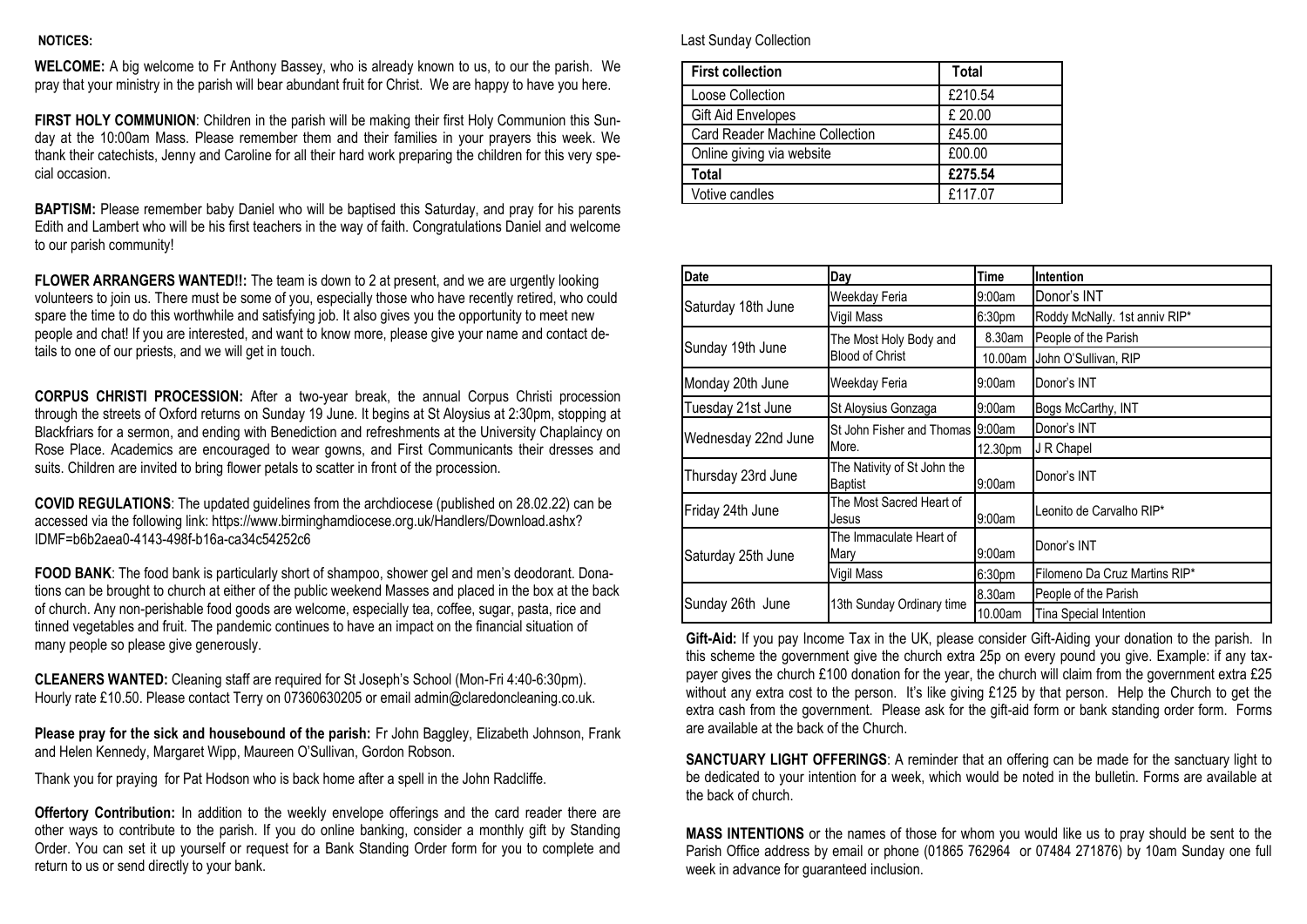**NOTICES:**

**WELCOME:** A big welcome to Fr Anthony Bassey, who is already known to us, to our the parish. We pray that your ministry in the parish will bear abundant fruit for Christ. We are happy to have you here.

**FIRST HOLY COMMUNION**: Children in the parish will be making their first Holy Communion this Sunday at the 10:00am Mass. Please remember them and their families in your prayers this week. We thank their catechists, Jenny and Caroline for all their hard work preparing the children for this very special occasion.

**BAPTISM:** Please remember baby Daniel who will be baptised this Saturday, and pray for his parents Edith and Lambert who will be his first teachers in the way of faith. Congratulations Daniel and welcome to our parish community!

**FLOWER ARRANGERS WANTED!!:** The team is down to 2 at present, and we are urgently looking volunteers to join us. There must be some of you, especially those who have recently retired, who could spare the time to do this worthwhile and satisfying job. It also gives you the opportunity to meet new people and chat! If you are interested, and want to know more, please give your name and contact details to one of our priests, and we will get in touch.

**CORPUS CHRISTI PROCESSION:** After a two-year break, the annual Corpus Christi procession through the streets of Oxford returns on Sunday 19 June. It begins at St Aloysius at 2:30pm, stopping at Blackfriars for a sermon, and ending with Benediction and refreshments at the University Chaplaincy on Rose Place. Academics are encouraged to wear gowns, and First Communicants their dresses and suits. Children are invited to bring flower petals to scatter in front of the procession.

**COVID REGULATIONS**: The updated guidelines from the archdiocese (published on 28.02.22) can be accessed via the following link: https://www.birminghamdiocese.org.uk/Handlers/Download.ashx?IDMF=b6b2aea0-4143-498f-b16a-ca34c54252c6

**FOOD BANK**: The food bank is particularly short of shampoo, shower gel and men's deodorant. Donations can be brought to church at either of the public weekend Masses and placed in the box at the back of church. Any non-perishable food goods are welcome, especially tea, coffee, sugar, pasta, rice and tinned vegetables and fruit. The pandemic continues to have an impact on the financial situation of many people so please give generously.

**CLEANERS WANTED:** Cleaning staff are required for St Joseph's School (Mon-Fri 4:40-6:30pm). Hourly rate £10.50. Please contact Terry on 07360630205 or email admin@claredoncleaning.co.uk.

**Please pray for the sick and housebound of the parish:** Fr John Baggley, Elizabeth Johnson, Frank and Helen Kennedy, Margaret Wipp, Maureen O'Sullivan, Gordon Robson.

Thank you for praying for Pat Hodson who is back home after a spell in the John Radcliffe.

**Offertory Contribution:** In addition to the weekly envelope offerings and the card reader there are other ways to contribute to the parish. If you do online banking, consider a monthly gift by Standing Order. You can set it up yourself or request for a Bank Standing Order form for you to complete and return to us or send directly to your bank.

Last Sunday Collection

| First collection | Total |
|---|---|
| Loose Collection | £210.54 |
| Gift Aid Envelopes | £ 20.00 |
| Card Reader Machine Collection | £45.00 |
| Online giving via website | £00.00 |
| **Total** | **£275.54** |
| Votive candles | £117.07 |

| Date | Day | Time | Intention |
|---|---|---|---|
| Saturday 18th June | Weekday Feria | 9:00am | Donor's INT |
| | Vigil Mass | 6:30pm | Roddy McNally. 1st anniv RIP* |
| Sunday 19th June | The Most Holy Body and Blood of Christ | 8.30am | People of the Parish |
| | | 10.00am | John O'Sullivan, RIP |
| Monday 20th June | Weekday Feria | 9:00am | Donor's INT |
| Tuesday 21st June | St Aloysius Gonzaga | 9:00am | Bogs McCarthy, INT |
| Wednesday 22nd June | St John Fisher and Thomas More. | 9:00am | Donor's INT |
| | | 12.30pm | J R Chapel |
| Thursday 23rd June | The Nativity of St John the Baptist | 9:00am | Donor's INT |
| Friday 24th June | The Most Sacred Heart of Jesus | 9:00am | Leonito de Carvalho RIP* |
| Saturday 25th June | The Immaculate Heart of Mary | 9:00am | Donor's INT |
| | Vigil Mass | 6:30pm | Filomeno Da Cruz Martins RIP* |
| Sunday 26th June | 13th Sunday Ordinary time | 8.30am | People of the Parish |
| | | 10.00am | Tina Special Intention |

**Gift-Aid:** If you pay Income Tax in the UK, please consider Gift-Aiding your donation to the parish. In this scheme the government give the church extra 25p on every pound you give. Example: if any taxpayer gives the church £100 donation for the year, the church will claim from the government extra £25 without any extra cost to the person. It's like giving £125 by that person. Help the Church to get the extra cash from the government. Please ask for the gift-aid form or bank standing order form. Forms are available at the back of the Church.

**SANCTUARY LIGHT OFFERINGS**: A reminder that an offering can be made for the sanctuary light to be dedicated to your intention for a week, which would be noted in the bulletin. Forms are available at the back of church.

**MASS INTENTIONS** or the names of those for whom you would like us to pray should be sent to the Parish Office address by email or phone (01865 762964 or 07484 271876) by 10am Sunday one full week in advance for guaranteed inclusion.